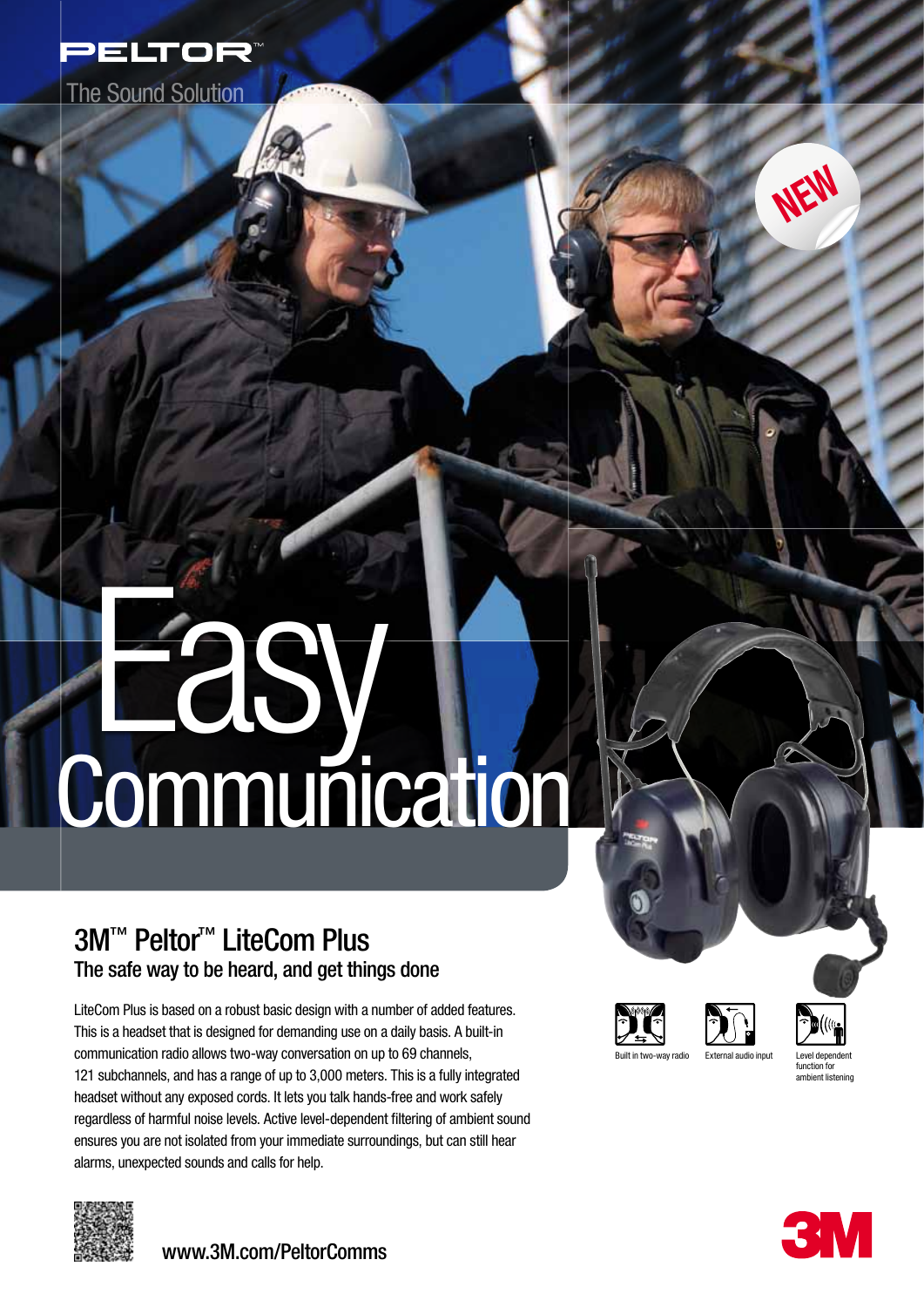PELTOR™

The Sound Solution

NEW

# Easy Communication

## 3M™ Peltor™ LiteCom Plus

### The safe way to be heard, and get things done

LiteCom Plus is based on a robust basic design with a number of added features. This is a headset that is designed for demanding use on a daily basis. A built-in communication radio allows two-way conversation on up to 69 channels, 121 subchannels, and has a range of up to 3,000 meters. This is a fully integrated headset without any exposed cords. It lets you talk hands-free and work safely regardless of harmful noise levels. Active level-dependent filtering of ambient sound ensures you are not isolated from your immediate surroundings, but can still hear alarms, unexpected sounds and calls for help.

Built in two-way radio

External audio input

Level dependent function for ambient listening

www.3M.com/PeltorComms

3M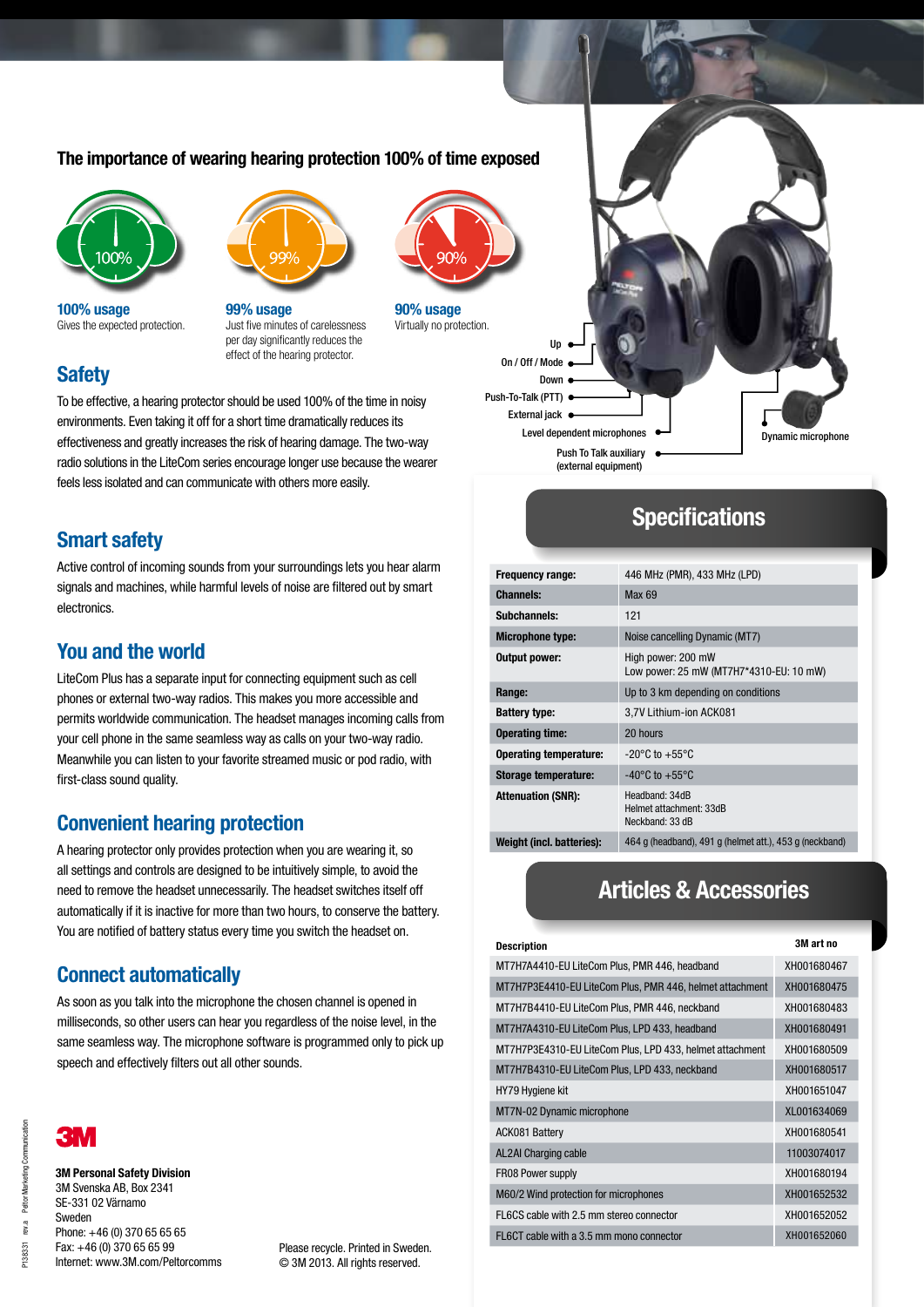## The importance of wearing hearing protection 100% of time exposed

100%

99%

90%

**100% usage**
Gives the expected protection.

**99% usage**
Just five minutes of carelessness per day significantly reduces the effect of the hearing protector.

**90% usage**
Virtually no protection.

Up

On / Off / Mode

Down

Push-To-Talk (PTT)

External jack

Level dependent microphones

Push To Talk auxiliary (external equipment)

Dynamic microphone

## Safety

To be effective, a hearing protector should be used 100% of the time in noisy environments. Even taking it off for a short time dramatically reduces its effectiveness and greatly increases the risk of hearing damage. The two-way radio solutions in the LiteCom series encourage longer use because the wearer feels less isolated and can communicate with others more easily.

## Smart safety

Active control of incoming sounds from your surroundings lets you hear alarm signals and machines, while harmful levels of noise are filtered out by smart electronics.

## You and the world

LiteCom Plus has a separate input for connecting equipment such as cell phones or external two-way radios. This makes you more accessible and permits worldwide communication. The headset manages incoming calls from your cell phone in the same seamless way as calls on your two-way radio. Meanwhile you can listen to your favorite streamed music or pod radio, with first-class sound quality.

## Convenient hearing protection

A hearing protector only provides protection when you are wearing it, so all settings and controls are designed to be intuitively simple, to avoid the need to remove the headset unnecessarily. The headset switches itself off automatically if it is inactive for more than two hours, to conserve the battery. You are notified of battery status every time you switch the headset on.

## Connect automatically

As soon as you talk into the microphone the chosen channel is opened in milliseconds, so other users can hear you regardless of the noise level, in the same seamless way. The microphone software is programmed only to pick up speech and effectively filters out all other sounds.

## Specifications

| | |
|---|---|
| **Frequency range:** | 446 MHz (PMR), 433 MHz (LPD) |
| **Channels:** | Max 69 |
| **Subchannels:** | 121 |
| **Microphone type:** | Noise cancelling Dynamic (MT7) |
| **Output power:** | High power: 200 mW<br>Low power: 25 mW (MT7H7*4310-EU: 10 mW) |
| **Range:** | Up to 3 km depending on conditions |
| **Battery type:** | 3,7V Lithium-ion ACK081 |
| **Operating time:** | 20 hours |
| **Operating temperature:** | -20°C to +55°C |
| **Storage temperature:** | -40°C to +55°C |
| **Attenuation (SNR):** | Headband: 34dB<br>Helmet attachment: 33dB<br>Neckband: 33 dB |
| **Weight (incl. batteries):** | 464 g (headband), 491 g (helmet att.), 453 g (neckband) |

## Articles & Accessories

| Description | 3M art no |
|---|---|
| MT7H7A4410-EU LiteCom Plus, PMR 446, headband | XH001680467 |
| MT7H7P3E4410-EU LiteCom Plus, PMR 446, helmet attachment | XH001680475 |
| MT7H7B4410-EU LiteCom Plus, PMR 446, neckband | XH001680483 |
| MT7H7A4310-EU LiteCom Plus, LPD 433, headband | XH001680491 |
| MT7H7P3E4310-EU LiteCom Plus, LPD 433, helmet attachment | XH001680509 |
| MT7H7B4310-EU LiteCom Plus, LPD 433, neckband | XH001680517 |
| HY79 Hygiene kit | XH001651047 |
| MT7N-02 Dynamic microphone | XL001634069 |
| ACK081 Battery | XH001680541 |
| AL2AI Charging cable | 11003074017 |
| FR08 Power supply | XH001680194 |
| M60/2 Wind protection for microphones | XH001652532 |
| FL6CS cable with 2.5 mm stereo connector | XH001652052 |
| FL6CT cable with a 3.5 mm mono connector | XH001652060 |

**3M**

**3M Personal Safety Division**
3M Svenska AB, Box 2341
SE-331 02 Värnamo
Sweden
Phone: +46 (0) 370 65 65 65
Fax: +46 (0) 370 65 65 99
Internet: www.3M.com/Peltorcomms

Please recycle. Printed in Sweden.
© 3M 2013. All rights reserved.

P138331 rev.a Peltor Marketing Communication